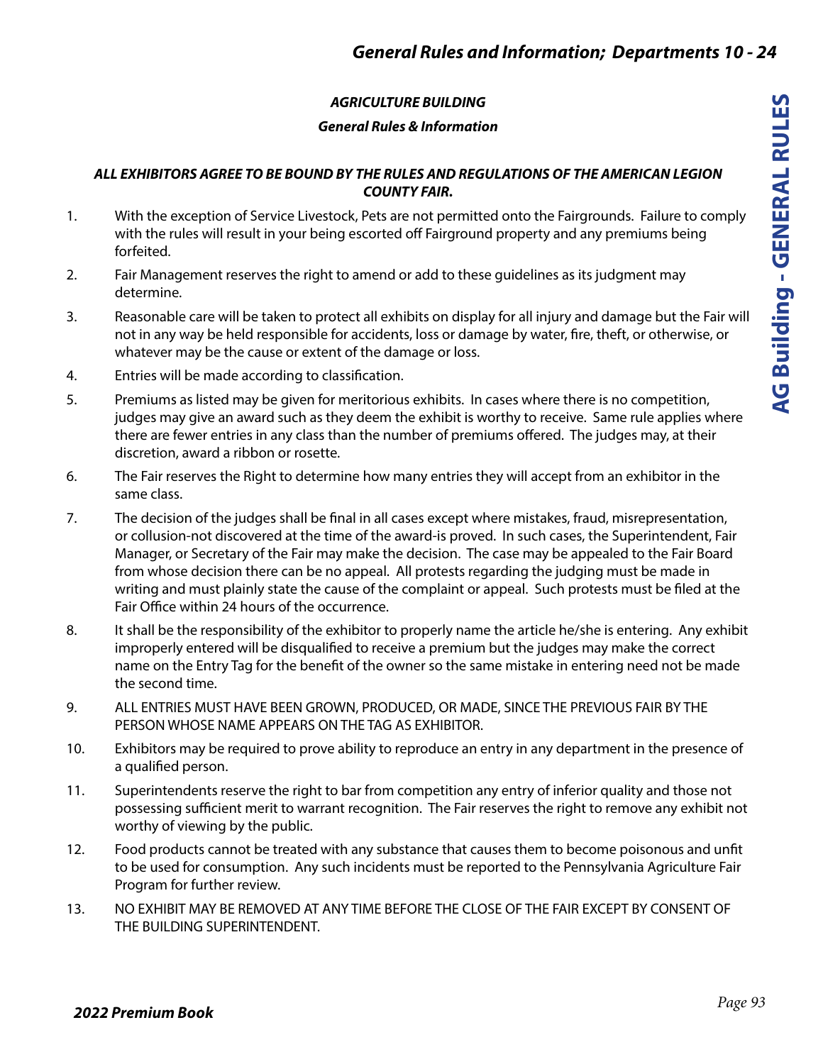## *AGRICULTURE BUILDING*

### *General Rules & Information*

***ALL EXHIBITORS AGREE TO BE BOUND BY THE RULES AND REGULATIONS OF THE AMERICAN LEGION COUNTY FAIR.***

1. With the exception of Service Livestock, Pets are not permitted onto the Fairgrounds. Failure to comply with the rules will result in your being escorted off Fairground property and any premiums being forfeited.
2. Fair Management reserves the right to amend or add to these guidelines as its judgment may determine.
3. Reasonable care will be taken to protect all exhibits on display for all injury and damage but the Fair will not in any way be held responsible for accidents, loss or damage by water, fire, theft, or otherwise, or whatever may be the cause or extent of the damage or loss.
4. Entries will be made according to classification.
5. Premiums as listed may be given for meritorious exhibits. In cases where there is no competition, judges may give an award such as they deem the exhibit is worthy to receive. Same rule applies where there are fewer entries in any class than the number of premiums offered. The judges may, at their discretion, award a ribbon or rosette.
6. The Fair reserves the Right to determine how many entries they will accept from an exhibitor in the same class.
7. The decision of the judges shall be final in all cases except where mistakes, fraud, misrepresentation, or collusion-not discovered at the time of the award-is proved. In such cases, the Superintendent, Fair Manager, or Secretary of the Fair may make the decision. The case may be appealed to the Fair Board from whose decision there can be no appeal. All protests regarding the judging must be made in writing and must plainly state the cause of the complaint or appeal. Such protests must be filed at the Fair Office within 24 hours of the occurrence.
8. It shall be the responsibility of the exhibitor to properly name the article he/she is entering. Any exhibit improperly entered will be disqualified to receive a premium but the judges may make the correct name on the Entry Tag for the benefit of the owner so the same mistake in entering need not be made the second time.
9. ALL ENTRIES MUST HAVE BEEN GROWN, PRODUCED, OR MADE, SINCE THE PREVIOUS FAIR BY THE PERSON WHOSE NAME APPEARS ON THE TAG AS EXHIBITOR.
10. Exhibitors may be required to prove ability to reproduce an entry in any department in the presence of a qualified person.
11. Superintendents reserve the right to bar from competition any entry of inferior quality and those not possessing sufficient merit to warrant recognition. The Fair reserves the right to remove any exhibit not worthy of viewing by the public.
12. Food products cannot be treated with any substance that causes them to become poisonous and unfit to be used for consumption. Any such incidents must be reported to the Pennsylvania Agriculture Fair Program for further review.
13. NO EXHIBIT MAY BE REMOVED AT ANY TIME BEFORE THE CLOSE OF THE FAIR EXCEPT BY CONSENT OF THE BUILDING SUPERINTENDENT.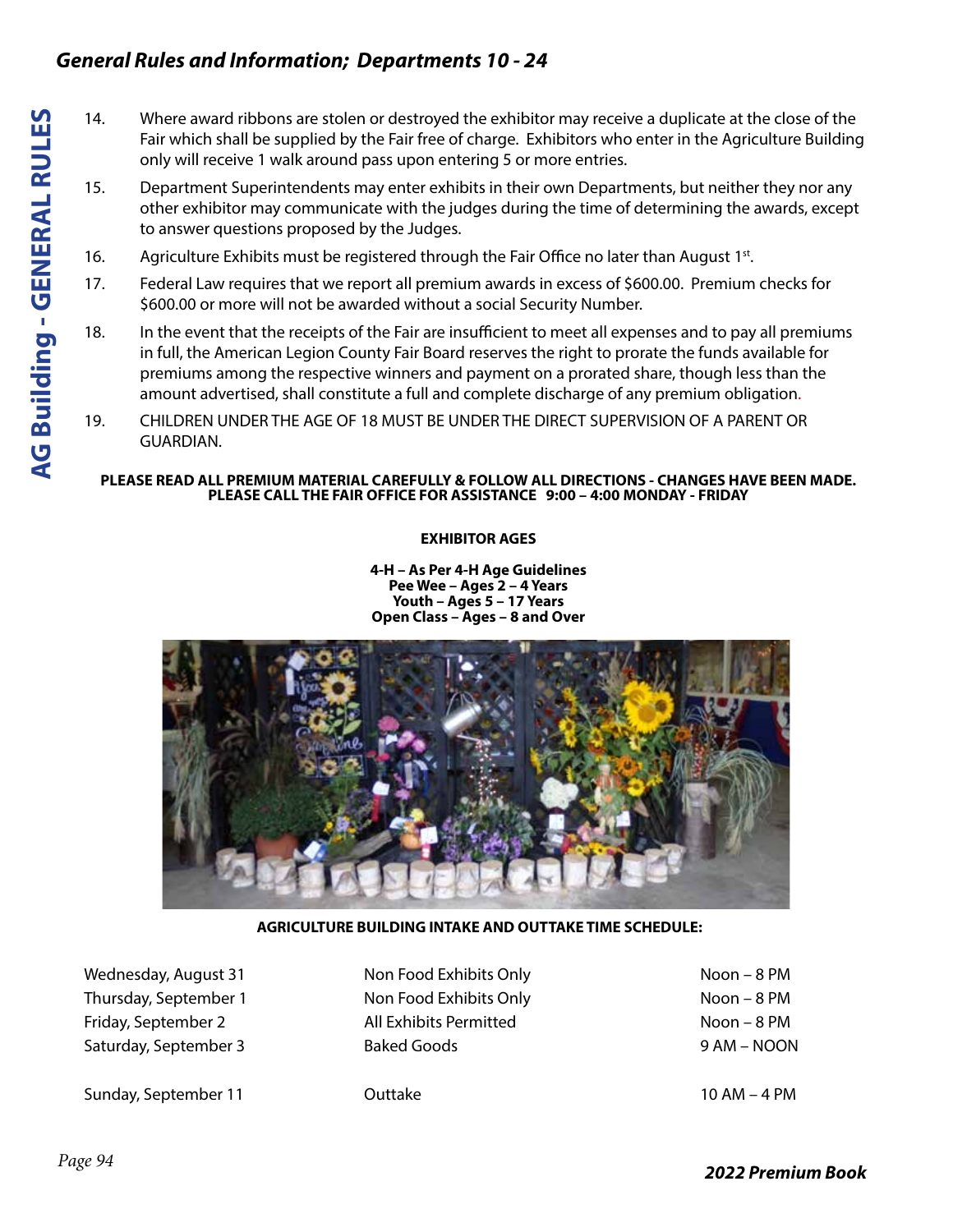14. Where award ribbons are stolen or destroyed the exhibitor may receive a duplicate at the close of the Fair which shall be supplied by the Fair free of charge. Exhibitors who enter in the Agriculture Building only will receive 1 walk around pass upon entering 5 or more entries.

15. Department Superintendents may enter exhibits in their own Departments, but neither they nor any other exhibitor may communicate with the judges during the time of determining the awards, except to answer questions proposed by the Judges.

16. Agriculture Exhibits must be registered through the Fair Office no later than August 1st.

17. Federal Law requires that we report all premium awards in excess of $600.00. Premium checks for $600.00 or more will not be awarded without a social Security Number.

18. In the event that the receipts of the Fair are insufficient to meet all expenses and to pay all premiums in full, the American Legion County Fair Board reserves the right to prorate the funds available for premiums among the respective winners and payment on a prorated share, though less than the amount advertised, shall constitute a full and complete discharge of any premium obligation.

19. CHILDREN UNDER THE AGE OF 18 MUST BE UNDER THE DIRECT SUPERVISION OF A PARENT OR GUARDIAN.

**PLEASE READ ALL PREMIUM MATERIAL CAREFULLY & FOLLOW ALL DIRECTIONS - CHANGES HAVE BEEN MADE.**
**PLEASE CALL THE FAIR OFFICE FOR ASSISTANCE 9:00 – 4:00 MONDAY - FRIDAY**

**EXHIBITOR AGES**

**4-H – As Per 4-H Age Guidelines**
**Pee Wee – Ages 2 – 4 Years**
**Youth – Ages 5 – 17 Years**
**Open Class – Ages – 8 and Over**

**AGRICULTURE BUILDING INTAKE AND OUTTAKE TIME SCHEDULE:**

| | | |
|---|---|---|
| Wednesday, August 31 | Non Food Exhibits Only | Noon – 8 PM |
| Thursday, September 1 | Non Food Exhibits Only | Noon – 8 PM |
| Friday, September 2 | All Exhibits Permitted | Noon – 8 PM |
| Saturday, September 3 | Baked Goods | 9 AM – NOON |
| Sunday, September 11 | Outtake | 10 AM – 4 PM |